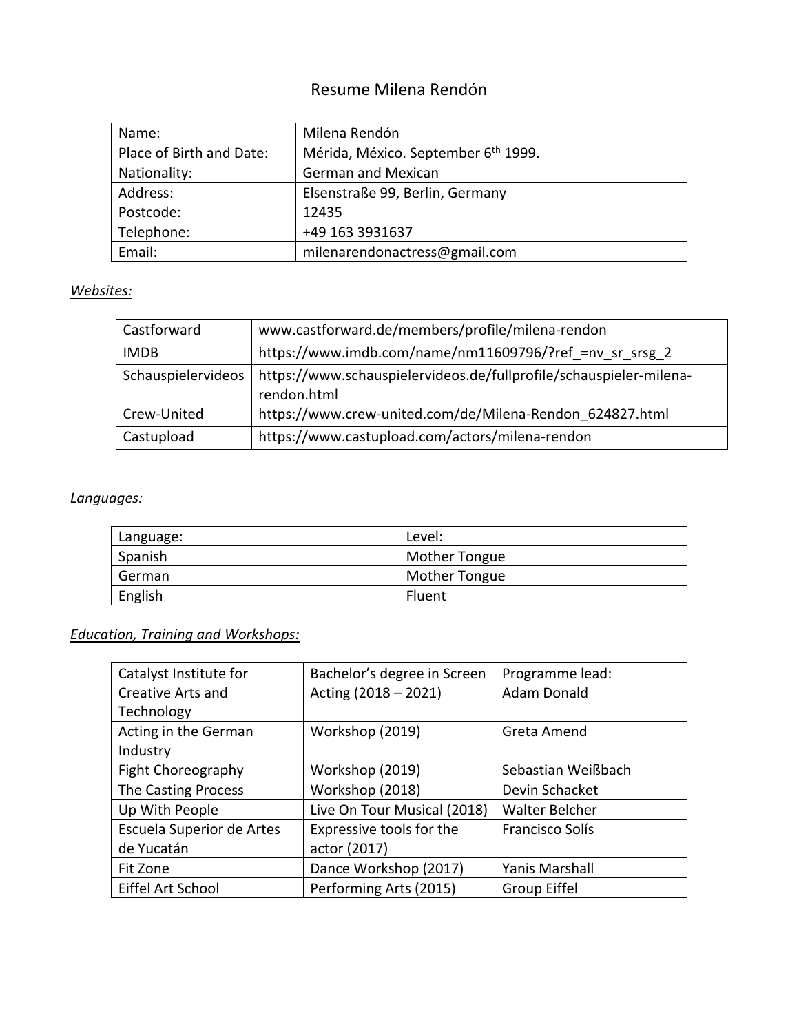# Resume Milena Rendón

| Name: | Milena Rendón |
|---|---|
| Place of Birth and Date: | Mérida, México. September 6th 1999. |
| Nationality: | German and Mexican |
| Address: | Elsenstraße 99, Berlin, Germany |
| Postcode: | 12435 |
| Telephone: | +49 163 3931637 |
| Email: | milenarendonactress@gmail.com |

*Websites:*

| Castforward | www.castforward.de/members/profile/milena-rendon |
|---|---|
| IMDB | https://www.imdb.com/name/nm11609796/?ref_=nv_sr_srsg_2 |
| Schauspielervideos | https://www.schauspielervideos.de/fullprofile/schauspieler-milena-rendon.html |
| Crew-United | https://www.crew-united.com/de/Milena-Rendon_624827.html |
| Castupload | https://www.castupload.com/actors/milena-rendon |

*Languages:*

| Language: | Level: |
|---|---|
| Spanish | Mother Tongue |
| German | Mother Tongue |
| English | Fluent |

*Education, Training and Workshops:*

| Catalyst Institute for Creative Arts and Technology | Bachelor's degree in Screen Acting (2018 – 2021) | Programme lead: Adam Donald |
|---|---|---|
| Acting in the German Industry | Workshop (2019) | Greta Amend |
| Fight Choreography | Workshop (2019) | Sebastian Weißbach |
| The Casting Process | Workshop (2018) | Devin Schacket |
| Up With People | Live On Tour Musical (2018) | Walter Belcher |
| Escuela Superior de Artes de Yucatán | Expressive tools for the actor (2017) | Francisco Solís |
| Fit Zone | Dance Workshop (2017) | Yanis Marshall |
| Eiffel Art School | Performing Arts (2015) | Group Eiffel |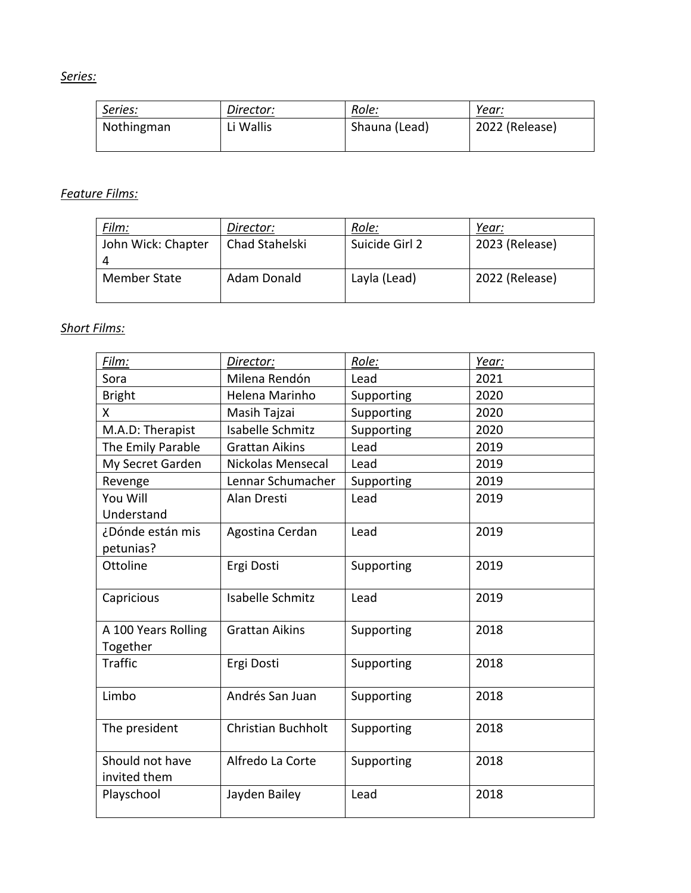*Series:*

| *Series:* | *Director:* | *Role:* | *Year:* |
|---|---|---|---|
| Nothingman | Li Wallis | Shauna (Lead) | 2022 (Release) |

*Feature Films:*

| *Film:* | *Director:* | *Role:* | *Year:* |
|---|---|---|---|
| John Wick: Chapter 4 | Chad Stahelski | Suicide Girl 2 | 2023 (Release) |
| Member State | Adam Donald | Layla (Lead) | 2022 (Release) |

*Short Films:*

| *Film:* | *Director:* | *Role:* | *Year:* |
|---|---|---|---|
| Sora | Milena Rendón | Lead | 2021 |
| Bright | Helena Marinho | Supporting | 2020 |
| X | Masih Tajzai | Supporting | 2020 |
| M.A.D: Therapist | Isabelle Schmitz | Supporting | 2020 |
| The Emily Parable | Grattan Aikins | Lead | 2019 |
| My Secret Garden | Nickolas Mensecal | Lead | 2019 |
| Revenge | Lennar Schumacher | Supporting | 2019 |
| You Will Understand | Alan Dresti | Lead | 2019 |
| ¿Dónde están mis petunias? | Agostina Cerdan | Lead | 2019 |
| Ottoline | Ergi Dosti | Supporting | 2019 |
| Capricious | Isabelle Schmitz | Lead | 2019 |
| A 100 Years Rolling Together | Grattan Aikins | Supporting | 2018 |
| Traffic | Ergi Dosti | Supporting | 2018 |
| Limbo | Andrés San Juan | Supporting | 2018 |
| The president | Christian Buchholt | Supporting | 2018 |
| Should not have invited them | Alfredo La Corte | Supporting | 2018 |
| Playschool | Jayden Bailey | Lead | 2018 |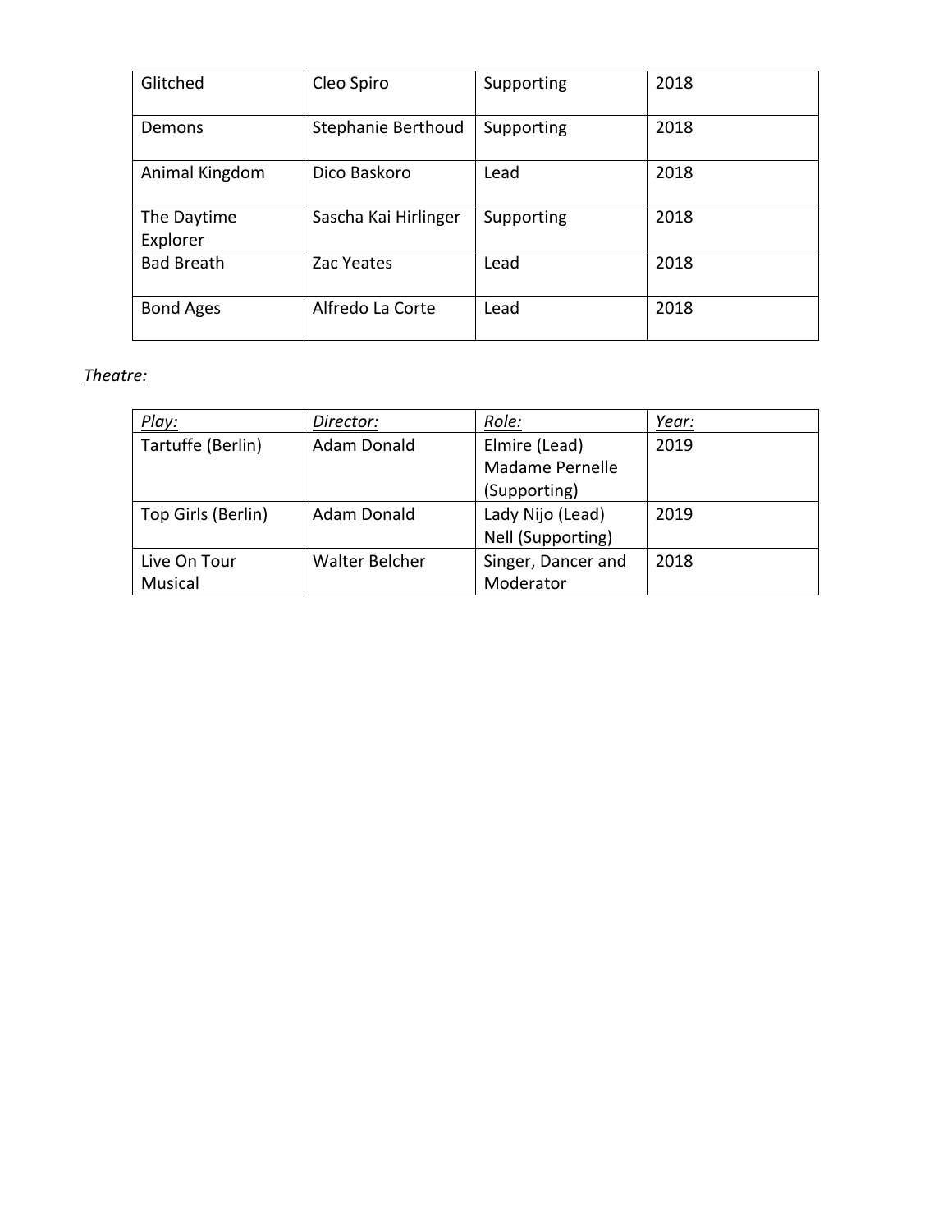| | | | |
|---|---|---|---|
| Glitched | Cleo Spiro | Supporting | 2018 |
| Demons | Stephanie Berthoud | Supporting | 2018 |
| Animal Kingdom | Dico Baskoro | Lead | 2018 |
| The Daytime Explorer | Sascha Kai Hirlinger | Supporting | 2018 |
| Bad Breath | Zac Yeates | Lead | 2018 |
| Bond Ages | Alfredo La Corte | Lead | 2018 |

*Theatre:*

| *Play:* | *Director:* | *Role:* | *Year:* |
|---|---|---|---|
| Tartuffe (Berlin) | Adam Donald | Elmire (Lead) Madame Pernelle (Supporting) | 2019 |
| Top Girls (Berlin) | Adam Donald | Lady Nijo (Lead) Nell (Supporting) | 2019 |
| Live On Tour Musical | Walter Belcher | Singer, Dancer and Moderator | 2018 |